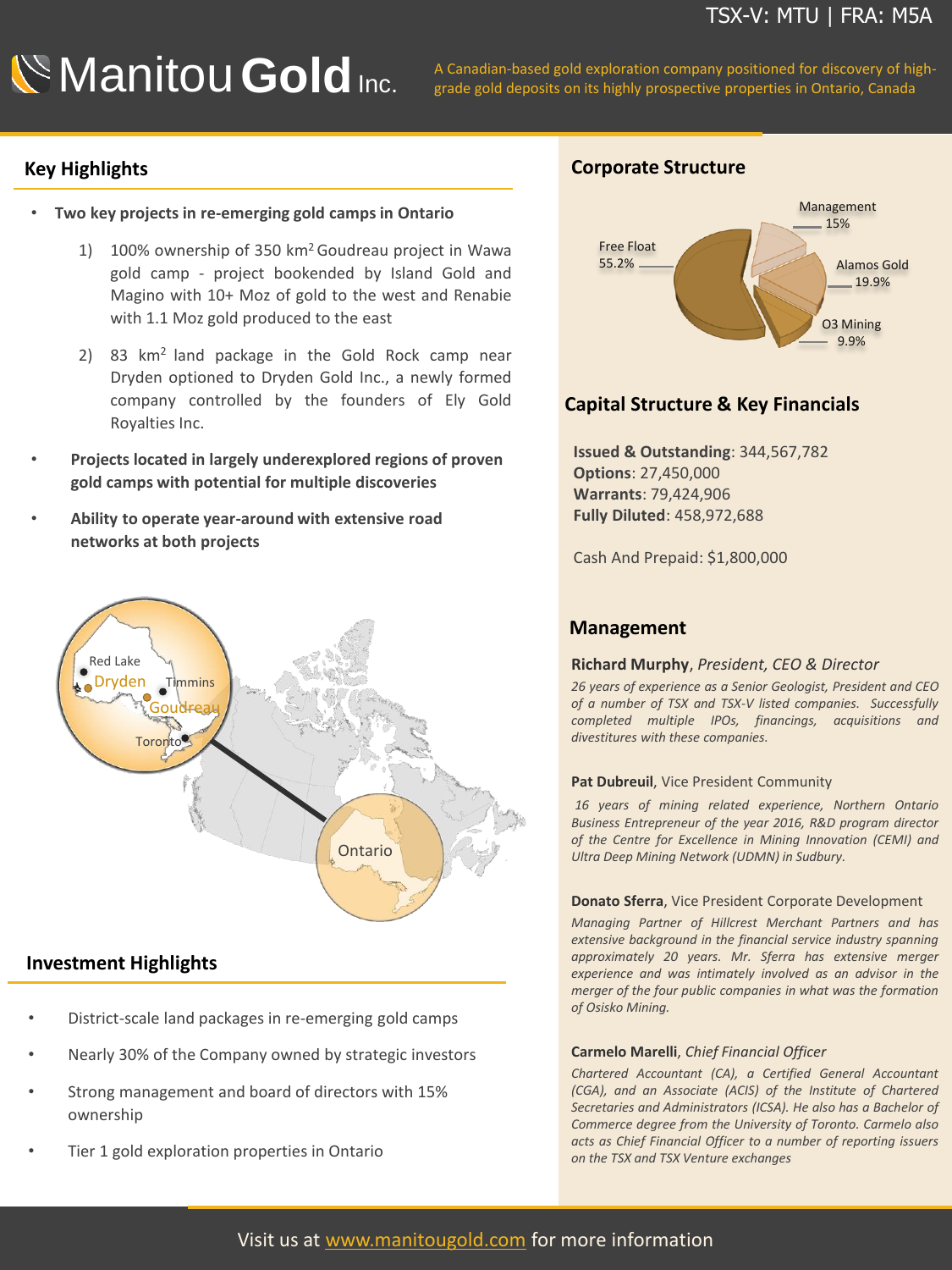TSX-V: MTU | FRA: M5A

# Manitou Gold Inc.

A Canadian-based gold exploration company positioned for discovery of high-grade gold deposits on its highly prospective properties in Ontario, Canada

## Key Highlights

- **Two key projects in re-emerging gold camps in Ontario**
  1) 100% ownership of 350 km$^2$ Goudreau project in Wawa gold camp - project bookended by Island Gold and Magino with 10+ Moz of gold to the west and Renabie with 1.1 Moz gold produced to the east
  2) 83 km$^2$ land package in the Gold Rock camp near Dryden optioned to Dryden Gold Inc., a newly formed company controlled by the founders of Ely Gold Royalties Inc.
- **Projects located in largely underexplored regions of proven gold camps with potential for multiple discoveries**
- **Ability to operate year-around with extensive road networks at both projects**

Red Lake
Dryden
Timmins
Goudreau
Toronto
Ontario

## Investment Highlights

- District-scale land packages in re-emerging gold camps
- Nearly 30% of the Company owned by strategic investors
- Strong management and board of directors with 15% ownership
- Tier 1 gold exploration properties in Ontario

## Corporate Structure

| Shareholder | % |
|---|---|
| Free Float | 55.2% |
| Management | 15% |
| Alamos Gold | 19.9% |
| O3 Mining | 9.9% |

## Capital Structure & Key Financials

**Issued & Outstanding**: 344,567,782
**Options**: 27,450,000
**Warrants**: 79,424,906
**Fully Diluted**: 458,972,688

Cash And Prepaid: $1,800,000

## Management

**Richard Murphy**, *President, CEO & Director*

*26 years of experience as a Senior Geologist, President and CEO of a number of TSX and TSX-V listed companies. Successfully completed multiple IPOs, financings, acquisitions and divestitures with these companies.*

**Pat Dubreuil**, Vice President Community

*16 years of mining related experience, Northern Ontario Business Entrepreneur of the year 2016, R&D program director of the Centre for Excellence in Mining Innovation (CEMI) and Ultra Deep Mining Network (UDMN) in Sudbury.*

**Donato Sferra**, Vice President Corporate Development

*Managing Partner of Hillcrest Merchant Partners and has extensive background in the financial service industry spanning approximately 20 years. Mr. Sferra has extensive merger experience and was intimately involved as an advisor in the merger of the four public companies in what was the formation of Osisko Mining.*

**Carmelo Marelli**, *Chief Financial Officer*

*Chartered Accountant (CA), a Certified General Accountant (CGA), and an Associate (ACIS) of the Institute of Chartered Secretaries and Administrators (ICSA). He also has a Bachelor of Commerce degree from the University of Toronto. Carmelo also acts as Chief Financial Officer to a number of reporting issuers on the TSX and TSX Venture exchanges*

Visit us at www.manitougold.com for more information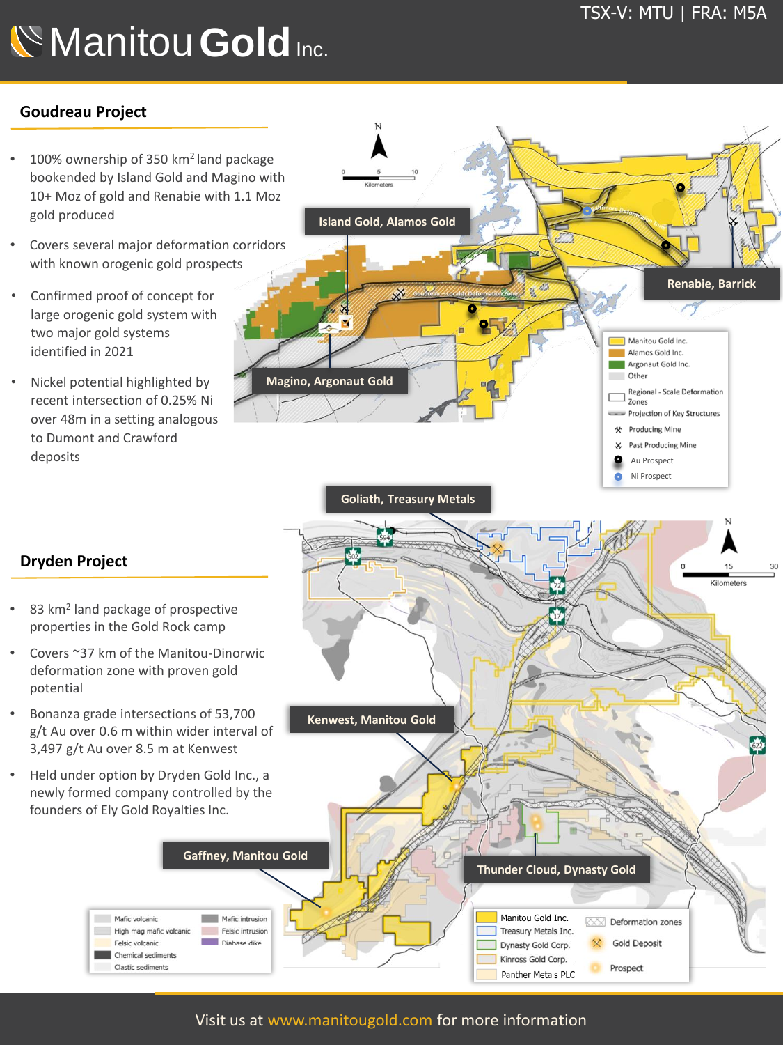# Manitou Gold Inc.

TSX-V: MTU | FRA: M5A

## Goudreau Project

- 100% ownership of 350 km$^2$ land package bookended by Island Gold and Magino with 10+ Moz of gold and Renabie with 1.1 Moz gold produced
- Covers several major deformation corridors with known orogenic gold prospects
- Confirmed proof of concept for large orogenic gold system with two major gold systems identified in 2021
- Nickel potential highlighted by recent intersection of 0.25% Ni over 48m in a setting analogous to Dumont and Crawford deposits

Island Gold, Alamos Gold

Renabie, Barrick

Magino, Argonaut Gold

Manitou Gold Inc.
Alamos Gold Inc.
Argonaut Gold Inc.
Other
Regional - Scale Deformation Zones
Projection of Key Structures
Producing Mine
Past Producing Mine
Au Prospect
Ni Prospect

## Dryden Project

- 83 km$^2$ land package of prospective properties in the Gold Rock camp
- Covers ~37 km of the Manitou-Dinorwic deformation zone with proven gold potential
- Bonanza grade intersections of 53,700 g/t Au over 0.6 m within wider interval of 3,497 g/t Au over 8.5 m at Kenwest
- Held under option by Dryden Gold Inc., a newly formed company controlled by the founders of Ely Gold Royalties Inc.

Goliath, Treasury Metals

Kenwest, Manitou Gold

Gaffney, Manitou Gold

Thunder Cloud, Dynasty Gold

Mafic volcanic
High mag mafic volcanic
Felsic volcanic
Chemical sediments
Clastic sediments
Mafic intrusion
Felsic intrusion
Diabase dike

Manitou Gold Inc.
Treasury Metals Inc.
Dynasty Gold Corp.
Kinross Gold Corp.
Panther Metals PLC
Deformation zones
Gold Deposit
Prospect

Visit us at www.manitougold.com for more information